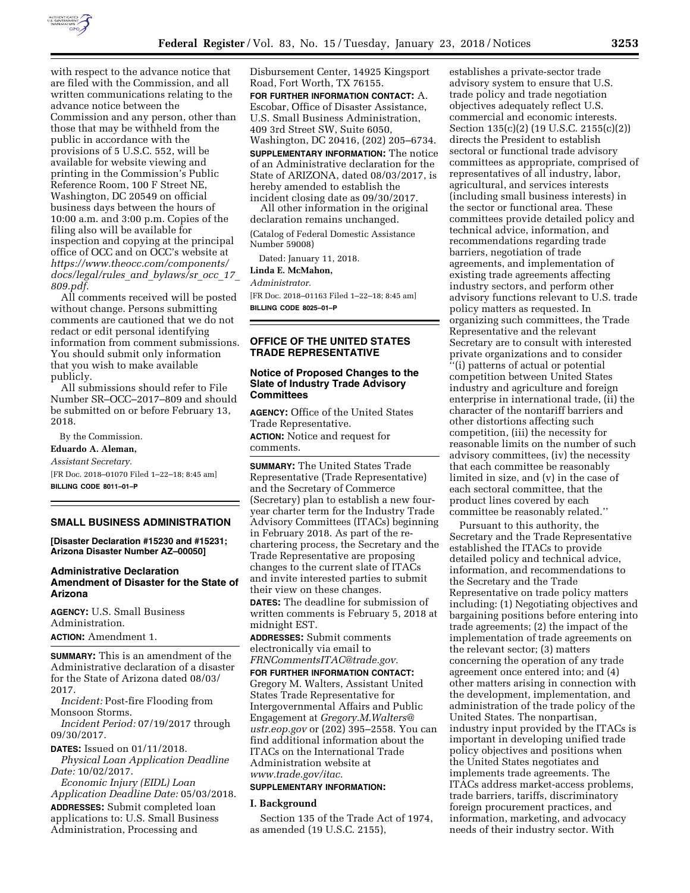with respect to the advance notice that are filed with the Commission, and all written communications relating to the advance notice between the Commission and any person, other than those that may be withheld from the public in accordance with the provisions of 5 U.S.C. 552, will be available for website viewing and printing in the Commission's Public Reference Room, 100 F Street NE, Washington, DC 20549 on official business days between the hours of 10:00 a.m. and 3:00 p.m. Copies of the filing also will be available for inspection and copying at the principal office of OCC and on OCC's website at *https://www.theocc.com/components/docs/legal/rules_and_bylaws/sr_occ_17_809.pdf.*

All comments received will be posted without change. Persons submitting comments are cautioned that we do not redact or edit personal identifying information from comment submissions. You should submit only information that you wish to make available publicly.

All submissions should refer to File Number SR–OCC–2017–809 and should be submitted on or before February 13, 2018.

By the Commission.

**Eduardo A. Aleman,**

*Assistant Secretary.*

[FR Doc. 2018–01070 Filed 1–22–18; 8:45 am]

**BILLING CODE 8011–01–P**

## SMALL BUSINESS ADMINISTRATION

**[Disaster Declaration #15230 and #15231; Arizona Disaster Number AZ–00050]**

### Administrative Declaration Amendment of Disaster for the State of Arizona

**AGENCY:** U.S. Small Business Administration.

**ACTION:** Amendment 1.

**SUMMARY:** This is an amendment of the Administrative declaration of a disaster for the State of Arizona dated 08/03/2017.

*Incident:* Post-fire Flooding from Monsoon Storms.

*Incident Period:* 07/19/2017 through 09/30/2017.

**DATES:** Issued on 01/11/2018.

*Physical Loan Application Deadline Date:* 10/02/2017.

*Economic Injury (EIDL) Loan Application Deadline Date:* 05/03/2018.

**ADDRESSES:** Submit completed loan applications to: U.S. Small Business Administration, Processing and Disbursement Center, 14925 Kingsport Road, Fort Worth, TX 76155.

**FOR FURTHER INFORMATION CONTACT:** A. Escobar, Office of Disaster Assistance, U.S. Small Business Administration, 409 3rd Street SW, Suite 6050, Washington, DC 20416, (202) 205–6734.

**SUPPLEMENTARY INFORMATION:** The notice of an Administrative declaration for the State of ARIZONA, dated 08/03/2017, is hereby amended to establish the incident closing date as 09/30/2017.

All other information in the original declaration remains unchanged.

(Catalog of Federal Domestic Assistance Number 59008)

Dated: January 11, 2018.

**Linda E. McMahon,**

*Administrator.*

[FR Doc. 2018–01163 Filed 1–22–18; 8:45 am]

**BILLING CODE 8025–01–P**

## OFFICE OF THE UNITED STATES TRADE REPRESENTATIVE

### Notice of Proposed Changes to the Slate of Industry Trade Advisory Committees

**AGENCY:** Office of the United States Trade Representative.

**ACTION:** Notice and request for comments.

**SUMMARY:** The United States Trade Representative (Trade Representative) and the Secretary of Commerce (Secretary) plan to establish a new four-year charter term for the Industry Trade Advisory Committees (ITACs) beginning in February 2018. As part of the re-chartering process, the Secretary and the Trade Representative are proposing changes to the current slate of ITACs and invite interested parties to submit their view on these changes.

**DATES:** The deadline for submission of written comments is February 5, 2018 at midnight EST.

**ADDRESSES:** Submit comments electronically via email to *FRNCommentsITAC@trade.gov.*

**FOR FURTHER INFORMATION CONTACT:** Gregory M. Walters, Assistant United States Trade Representative for Intergovernmental Affairs and Public Engagement at *Gregory.M.Walters@ustr.eop.gov* or (202) 395–2558. You can find additional information about the ITACs on the International Trade Administration website at *www.trade.gov/itac.*

**SUPPLEMENTARY INFORMATION:**

#### I. Background

Section 135 of the Trade Act of 1974, as amended (19 U.S.C. 2155), establishes a private-sector trade advisory system to ensure that U.S. trade policy and trade negotiation objectives adequately reflect U.S. commercial and economic interests. Section 135(c)(2) (19 U.S.C. 2155(c)(2)) directs the President to establish sectoral or functional trade advisory committees as appropriate, comprised of representatives of all industry, labor, agricultural, and services interests (including small business interests) in the sector or functional area. These committees provide detailed policy and technical advice, information, and recommendations regarding trade barriers, negotiation of trade agreements, and implementation of existing trade agreements affecting industry sectors, and perform other advisory functions relevant to U.S. trade policy matters as requested. In organizing such committees, the Trade Representative and the relevant Secretary are to consult with interested private organizations and to consider ''(i) patterns of actual or potential competition between United States industry and agriculture and foreign enterprise in international trade, (ii) the character of the nontariff barriers and other distortions affecting such competition, (iii) the necessity for reasonable limits on the number of such advisory committees, (iv) the necessity that each committee be reasonably limited in size, and (v) in the case of each sectoral committee, that the product lines covered by each committee be reasonably related.''

Pursuant to this authority, the Secretary and the Trade Representative established the ITACs to provide detailed policy and technical advice, information, and recommendations to the Secretary and the Trade Representative on trade policy matters including: (1) Negotiating objectives and bargaining positions before entering into trade agreements; (2) the impact of the implementation of trade agreements on the relevant sector; (3) matters concerning the operation of any trade agreement once entered into; and (4) other matters arising in connection with the development, implementation, and administration of the trade policy of the United States. The nonpartisan, industry input provided by the ITACs is important in developing unified trade policy objectives and positions when the United States negotiates and implements trade agreements. The ITACs address market-access problems, trade barriers, tariffs, discriminatory foreign procurement practices, and information, marketing, and advocacy needs of their industry sector. With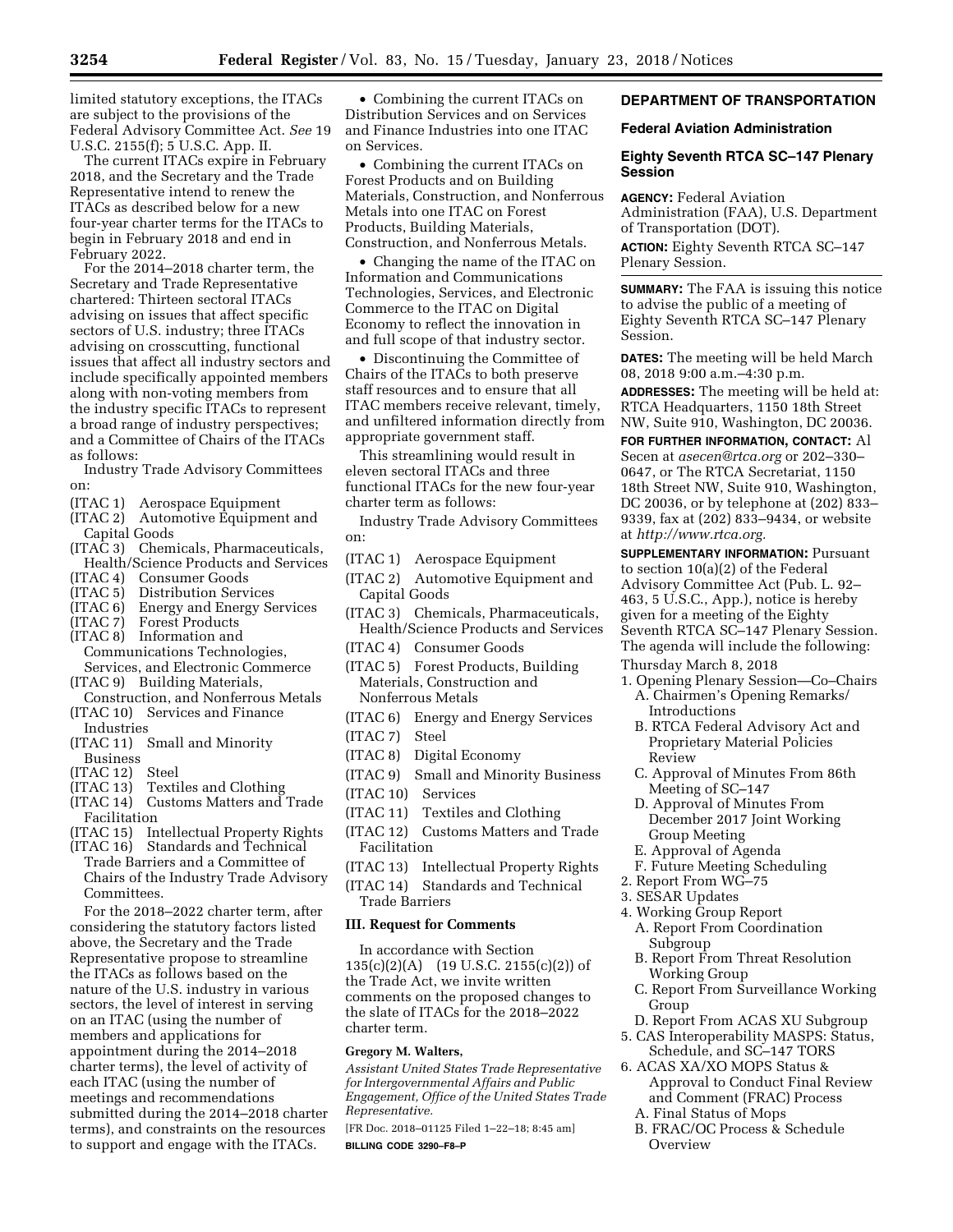limited statutory exceptions, the ITACs are subject to the provisions of the Federal Advisory Committee Act. *See* 19 U.S.C. 2155(f); 5 U.S.C. App. II.

The current ITACs expire in February 2018, and the Secretary and the Trade Representative intend to renew the ITACs as described below for a new four-year charter terms for the ITACs to begin in February 2018 and end in February 2022.

For the 2014–2018 charter term, the Secretary and Trade Representative chartered: Thirteen sectoral ITACs advising on issues that affect specific sectors of U.S. industry; three ITACs advising on crosscutting, functional issues that affect all industry sectors and include specifically appointed members along with non-voting members from the industry specific ITACs to represent a broad range of industry perspectives; and a Committee of Chairs of the ITACs as follows:

Industry Trade Advisory Committees on:

(ITAC 1) Aerospace Equipment
(ITAC 2) Automotive Equipment and Capital Goods
(ITAC 3) Chemicals, Pharmaceuticals, Health/Science Products and Services
(ITAC 4) Consumer Goods
(ITAC 5) Distribution Services
(ITAC 6) Energy and Energy Services
(ITAC 7) Forest Products
(ITAC 8) Information and Communications Technologies, Services, and Electronic Commerce
(ITAC 9) Building Materials, Construction, and Nonferrous Metals
(ITAC 10) Services and Finance Industries
(ITAC 11) Small and Minority Business
(ITAC 12) Steel
(ITAC 13) Textiles and Clothing
(ITAC 14) Customs Matters and Trade Facilitation
(ITAC 15) Intellectual Property Rights
(ITAC 16) Standards and Technical Trade Barriers and a Committee of Chairs of the Industry Trade Advisory Committees.

For the 2018–2022 charter term, after considering the statutory factors listed above, the Secretary and the Trade Representative propose to streamline the ITACs as follows based on the nature of the U.S. industry in various sectors, the level of interest in serving on an ITAC (using the number of members and applications for appointment during the 2014–2018 charter terms), the level of activity of each ITAC (using the number of meetings and recommendations submitted during the 2014–2018 charter terms), and constraints on the resources to support and engage with the ITACs.

- Combining the current ITACs on Distribution Services and on Services and Finance Industries into one ITAC on Services.
- Combining the current ITACs on Forest Products and on Building Materials, Construction, and Nonferrous Metals into one ITAC on Forest Products, Building Materials, Construction, and Nonferrous Metals.
- Changing the name of the ITAC on Information and Communications Technologies, Services, and Electronic Commerce to the ITAC on Digital Economy to reflect the innovation in and full scope of that industry sector.
- Discontinuing the Committee of Chairs of the ITACs to both preserve staff resources and to ensure that all ITAC members receive relevant, timely, and unfiltered information directly from appropriate government staff.

This streamlining would result in eleven sectoral ITACs and three functional ITACs for the new four-year charter term as follows:

Industry Trade Advisory Committees on:

(ITAC 1) Aerospace Equipment
(ITAC 2) Automotive Equipment and Capital Goods
(ITAC 3) Chemicals, Pharmaceuticals, Health/Science Products and Services
(ITAC 4) Consumer Goods
(ITAC 5) Forest Products, Building Materials, Construction and Nonferrous Metals
(ITAC 6) Energy and Energy Services
(ITAC 7) Steel
(ITAC 8) Digital Economy
(ITAC 9) Small and Minority Business
(ITAC 10) Services
(ITAC 11) Textiles and Clothing
(ITAC 12) Customs Matters and Trade Facilitation
(ITAC 13) Intellectual Property Rights
(ITAC 14) Standards and Technical Trade Barriers

## III. Request for Comments

In accordance with Section 135(c)(2)(A) (19 U.S.C. 2155(c)(2)) of the Trade Act, we invite written comments on the proposed changes to the slate of ITACs for the 2018–2022 charter term.

**Gregory M. Walters,**

*Assistant United States Trade Representative for Intergovernmental Affairs and Public Engagement, Office of the United States Trade Representative.*

[FR Doc. 2018–01125 Filed 1–22–18; 8:45 am]

**BILLING CODE 3290–F8–P**

## DEPARTMENT OF TRANSPORTATION

### Federal Aviation Administration

### Eighty Seventh RTCA SC–147 Plenary Session

**AGENCY:** Federal Aviation Administration (FAA), U.S. Department of Transportation (DOT).

**ACTION:** Eighty Seventh RTCA SC–147 Plenary Session.

**SUMMARY:** The FAA is issuing this notice to advise the public of a meeting of Eighty Seventh RTCA SC–147 Plenary Session.

**DATES:** The meeting will be held March 08, 2018 9:00 a.m.–4:30 p.m.

**ADDRESSES:** The meeting will be held at: RTCA Headquarters, 1150 18th Street NW, Suite 910, Washington, DC 20036.

**FOR FURTHER INFORMATION, CONTACT:** Al Secen at *asecen@rtca.org* or 202–330–0647, or The RTCA Secretariat, 1150 18th Street NW, Suite 910, Washington, DC 20036, or by telephone at (202) 833–9339, fax at (202) 833–9434, or website at *http://www.rtca.org.*

**SUPPLEMENTARY INFORMATION:** Pursuant to section 10(a)(2) of the Federal Advisory Committee Act (Pub. L. 92–463, 5 U.S.C., App.), notice is hereby given for a meeting of the Eighty Seventh RTCA SC–147 Plenary Session. The agenda will include the following:

Thursday March 8, 2018

1. Opening Plenary Session—Co–Chairs
   A. Chairmen's Opening Remarks/Introductions
   B. RTCA Federal Advisory Act and Proprietary Material Policies Review
   C. Approval of Minutes From 86th Meeting of SC–147
   D. Approval of Minutes From December 2017 Joint Working Group Meeting
   E. Approval of Agenda
   F. Future Meeting Scheduling
2. Report From WG–75
3. SESAR Updates
4. Working Group Report
   A. Report From Coordination Subgroup
   B. Report From Threat Resolution Working Group
   C. Report From Surveillance Working Group
   D. Report From ACAS XU Subgroup
5. CAS Interoperability MASPS: Status, Schedule, and SC–147 TORS
6. ACAS XA/XO MOPS Status & Approval to Conduct Final Review and Comment (FRAC) Process
   A. Final Status of Mops
   B. FRAC/OC Process & Schedule Overview